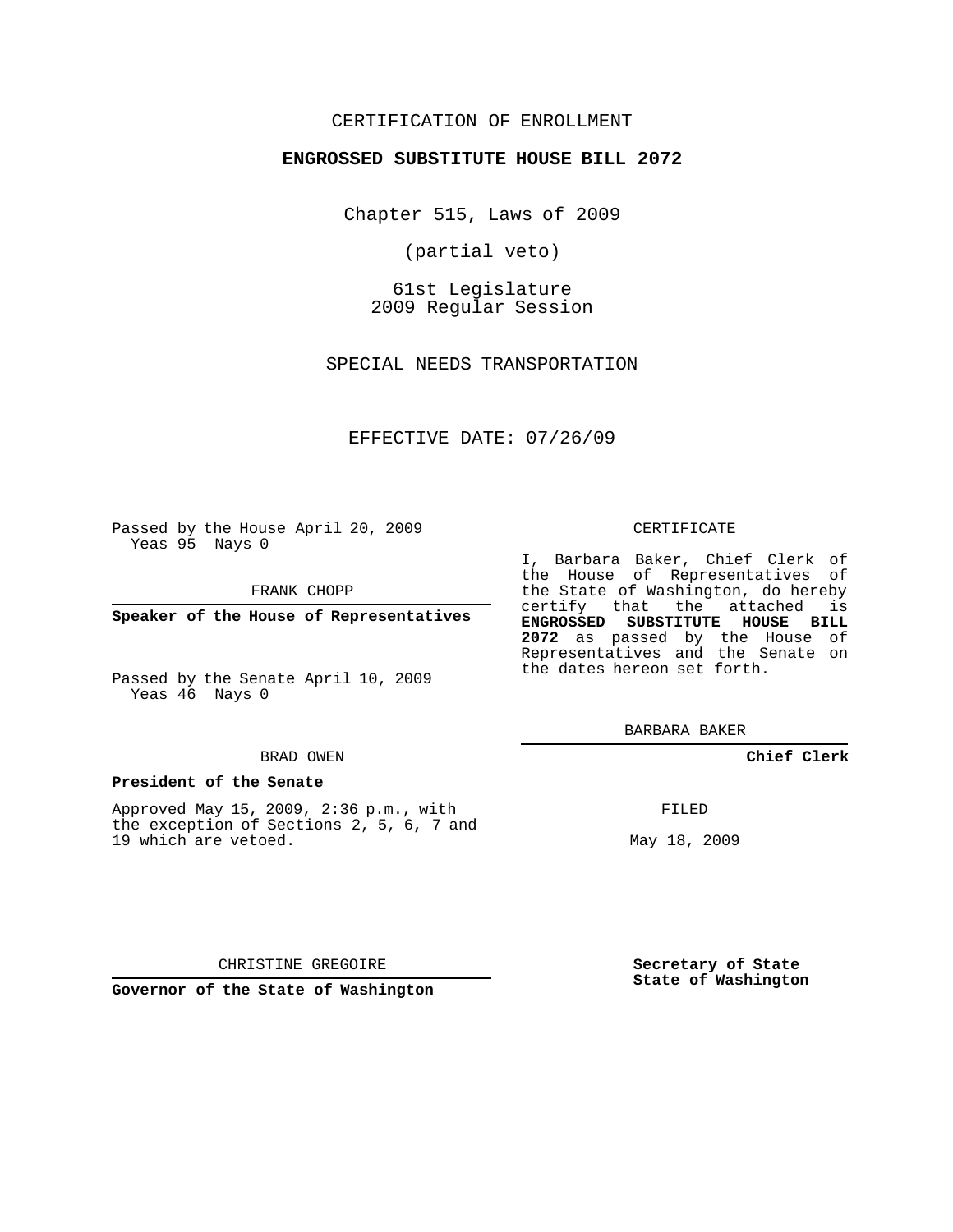CERTIFICATION OF ENROLLMENT

**ENGROSSED SUBSTITUTE HOUSE BILL 2072**

Chapter 515, Laws of 2009

(partial veto)

61st Legislature
2009 Regular Session

SPECIAL NEEDS TRANSPORTATION

EFFECTIVE DATE: 07/26/09

Passed by the House April 20, 2009
Yeas 95 Nays 0

FRANK CHOPP

**Speaker of the House of Representatives**

Passed by the Senate April 10, 2009
Yeas 46 Nays 0

BRAD OWEN

**President of the Senate**

Approved May 15, 2009, 2:36 p.m., with the exception of Sections 2, 5, 6, 7 and 19 which are vetoed.

CHRISTINE GREGOIRE

**Governor of the State of Washington**

CERTIFICATE

I, Barbara Baker, Chief Clerk of the House of Representatives of the State of Washington, do hereby certify that the attached is **ENGROSSED SUBSTITUTE HOUSE BILL 2072** as passed by the House of Representatives and the Senate on the dates hereon set forth.

BARBARA BAKER

**Chief Clerk**

FILED

May 18, 2009

**Secretary of State**
**State of Washington**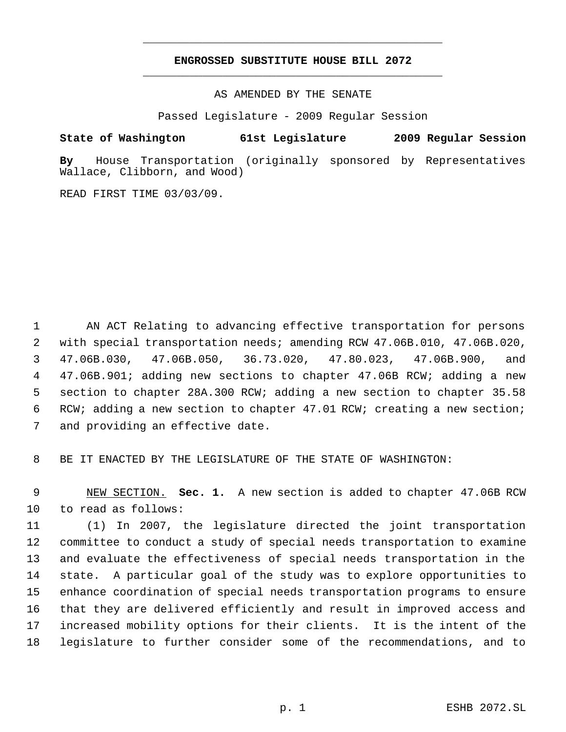# ENGROSSED SUBSTITUTE HOUSE BILL 2072

AS AMENDED BY THE SENATE

Passed Legislature - 2009 Regular Session

**State of Washington 61st Legislature 2009 Regular Session**

**By** House Transportation (originally sponsored by Representatives Wallace, Clibborn, and Wood)

READ FIRST TIME 03/03/09.

AN ACT Relating to advancing effective transportation for persons with special transportation needs; amending RCW 47.06B.010, 47.06B.020, 47.06B.030, 47.06B.050, 36.73.020, 47.80.023, 47.06B.900, and 47.06B.901; adding new sections to chapter 47.06B RCW; adding a new section to chapter 28A.300 RCW; adding a new section to chapter 35.58 RCW; adding a new section to chapter 47.01 RCW; creating a new section; and providing an effective date.

BE IT ENACTED BY THE LEGISLATURE OF THE STATE OF WASHINGTON:

NEW SECTION. **Sec. 1.** A new section is added to chapter 47.06B RCW to read as follows:

(1) In 2007, the legislature directed the joint transportation committee to conduct a study of special needs transportation to examine and evaluate the effectiveness of special needs transportation in the state. A particular goal of the study was to explore opportunities to enhance coordination of special needs transportation programs to ensure that they are delivered efficiently and result in improved access and increased mobility options for their clients. It is the intent of the legislature to further consider some of the recommendations, and to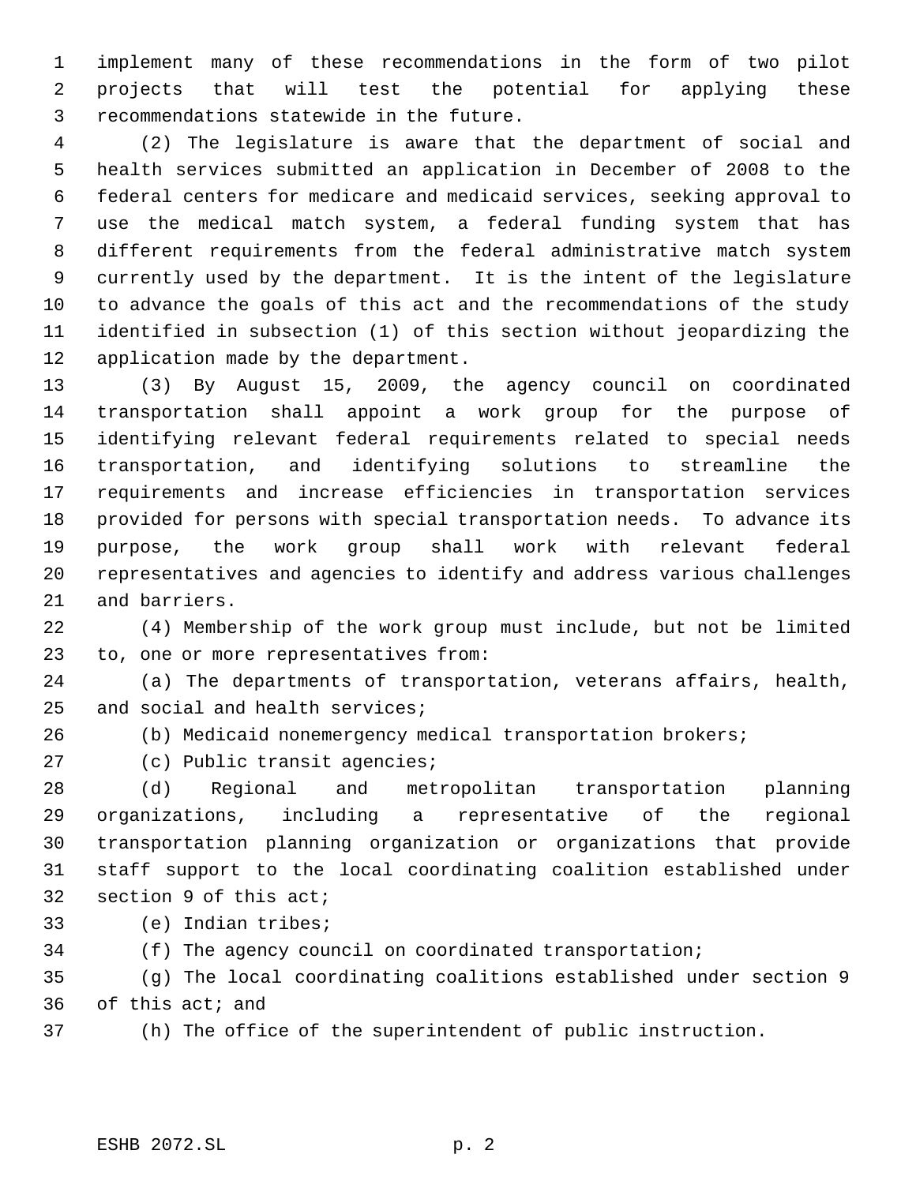implement many of these recommendations in the form of two pilot projects that will test the potential for applying these recommendations statewide in the future.

(2) The legislature is aware that the department of social and health services submitted an application in December of 2008 to the federal centers for medicare and medicaid services, seeking approval to use the medical match system, a federal funding system that has different requirements from the federal administrative match system currently used by the department. It is the intent of the legislature to advance the goals of this act and the recommendations of the study identified in subsection (1) of this section without jeopardizing the application made by the department.

(3) By August 15, 2009, the agency council on coordinated transportation shall appoint a work group for the purpose of identifying relevant federal requirements related to special needs transportation, and identifying solutions to streamline the requirements and increase efficiencies in transportation services provided for persons with special transportation needs. To advance its purpose, the work group shall work with relevant federal representatives and agencies to identify and address various challenges and barriers.

(4) Membership of the work group must include, but not be limited to, one or more representatives from:

(a) The departments of transportation, veterans affairs, health, and social and health services;

(b) Medicaid nonemergency medical transportation brokers;

(c) Public transit agencies;

(d) Regional and metropolitan transportation planning organizations, including a representative of the regional transportation planning organization or organizations that provide staff support to the local coordinating coalition established under section 9 of this act;

(e) Indian tribes;

(f) The agency council on coordinated transportation;

(g) The local coordinating coalitions established under section 9 of this act; and

(h) The office of the superintendent of public instruction.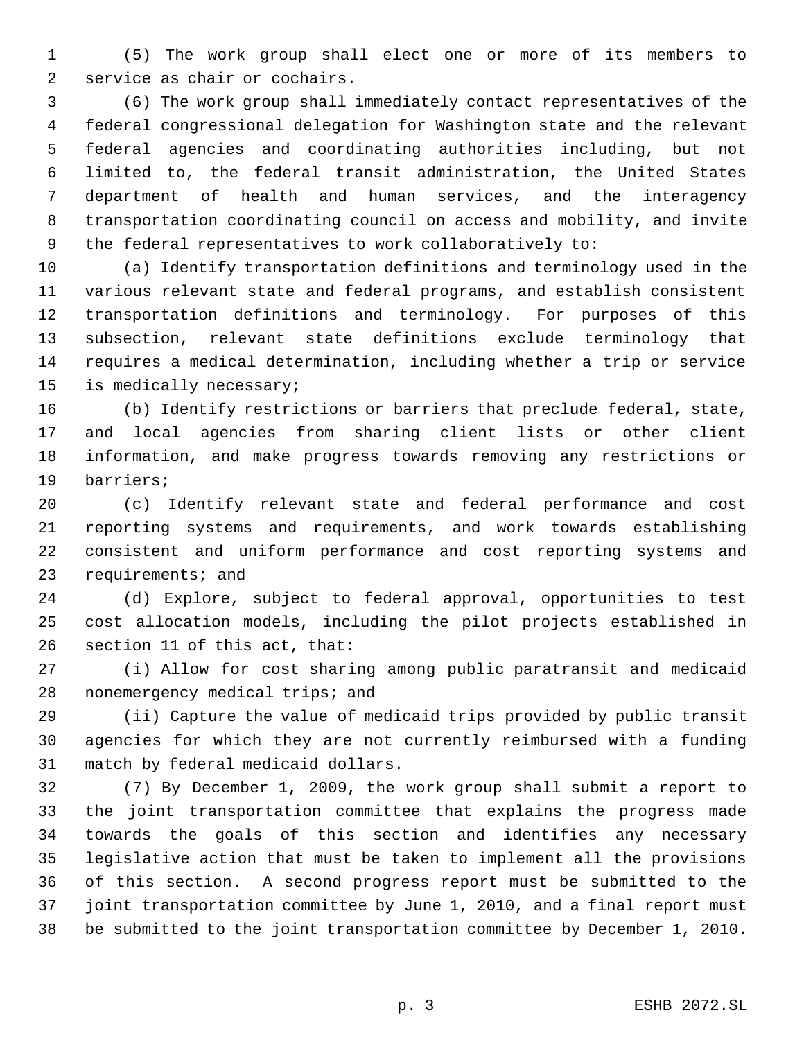(5) The work group shall elect one or more of its members to service as chair or cochairs.

(6) The work group shall immediately contact representatives of the federal congressional delegation for Washington state and the relevant federal agencies and coordinating authorities including, but not limited to, the federal transit administration, the United States department of health and human services, and the interagency transportation coordinating council on access and mobility, and invite the federal representatives to work collaboratively to:

(a) Identify transportation definitions and terminology used in the various relevant state and federal programs, and establish consistent transportation definitions and terminology. For purposes of this subsection, relevant state definitions exclude terminology that requires a medical determination, including whether a trip or service is medically necessary;

(b) Identify restrictions or barriers that preclude federal, state, and local agencies from sharing client lists or other client information, and make progress towards removing any restrictions or barriers;

(c) Identify relevant state and federal performance and cost reporting systems and requirements, and work towards establishing consistent and uniform performance and cost reporting systems and requirements; and

(d) Explore, subject to federal approval, opportunities to test cost allocation models, including the pilot projects established in section 11 of this act, that:

(i) Allow for cost sharing among public paratransit and medicaid nonemergency medical trips; and

(ii) Capture the value of medicaid trips provided by public transit agencies for which they are not currently reimbursed with a funding match by federal medicaid dollars.

(7) By December 1, 2009, the work group shall submit a report to the joint transportation committee that explains the progress made towards the goals of this section and identifies any necessary legislative action that must be taken to implement all the provisions of this section. A second progress report must be submitted to the joint transportation committee by June 1, 2010, and a final report must be submitted to the joint transportation committee by December 1, 2010.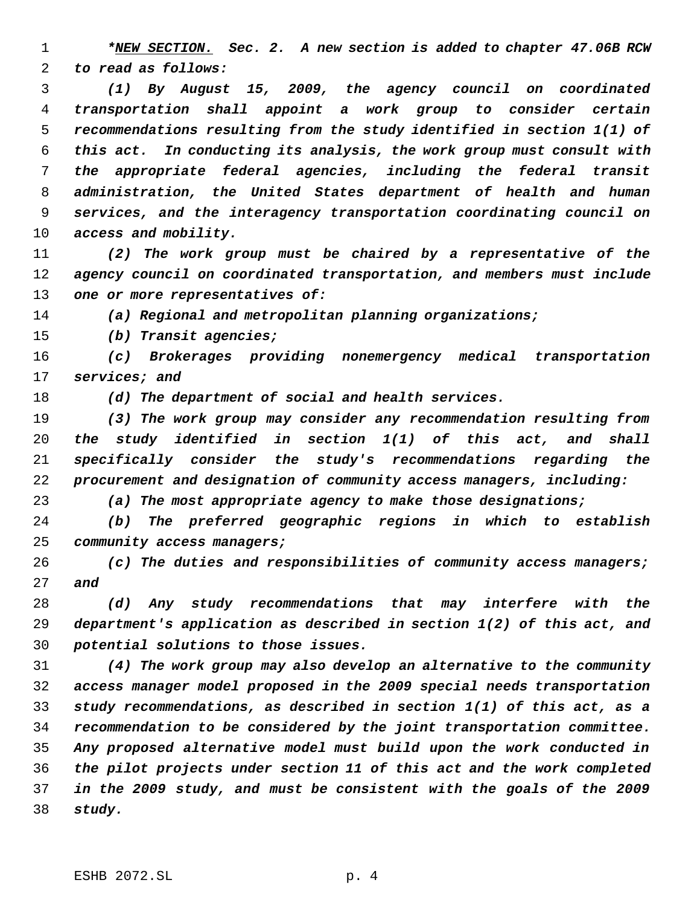*_**NEW SECTION.**_ ***Sec. 2. A new section is added to chapter 47.06B RCW to read as follows:***

*(1) By August 15, 2009, the agency council on coordinated transportation shall appoint a work group to consider certain recommendations resulting from the study identified in section 1(1) of this act. In conducting its analysis, the work group must consult with the appropriate federal agencies, including the federal transit administration, the United States department of health and human services, and the interagency transportation coordinating council on access and mobility.*

*(2) The work group must be chaired by a representative of the agency council on coordinated transportation, and members must include one or more representatives of:*

*(a) Regional and metropolitan planning organizations;*

*(b) Transit agencies;*

*(c) Brokerages providing nonemergency medical transportation services; and*

*(d) The department of social and health services.*

*(3) The work group may consider any recommendation resulting from the study identified in section 1(1) of this act, and shall specifically consider the study's recommendations regarding the procurement and designation of community access managers, including:*

*(a) The most appropriate agency to make those designations;*

*(b) The preferred geographic regions in which to establish community access managers;*

*(c) The duties and responsibilities of community access managers; and*

*(d) Any study recommendations that may interfere with the department's application as described in section 1(2) of this act, and potential solutions to those issues.*

*(4) The work group may also develop an alternative to the community access manager model proposed in the 2009 special needs transportation study recommendations, as described in section 1(1) of this act, as a recommendation to be considered by the joint transportation committee. Any proposed alternative model must build upon the work conducted in the pilot projects under section 11 of this act and the work completed in the 2009 study, and must be consistent with the goals of the 2009 study.*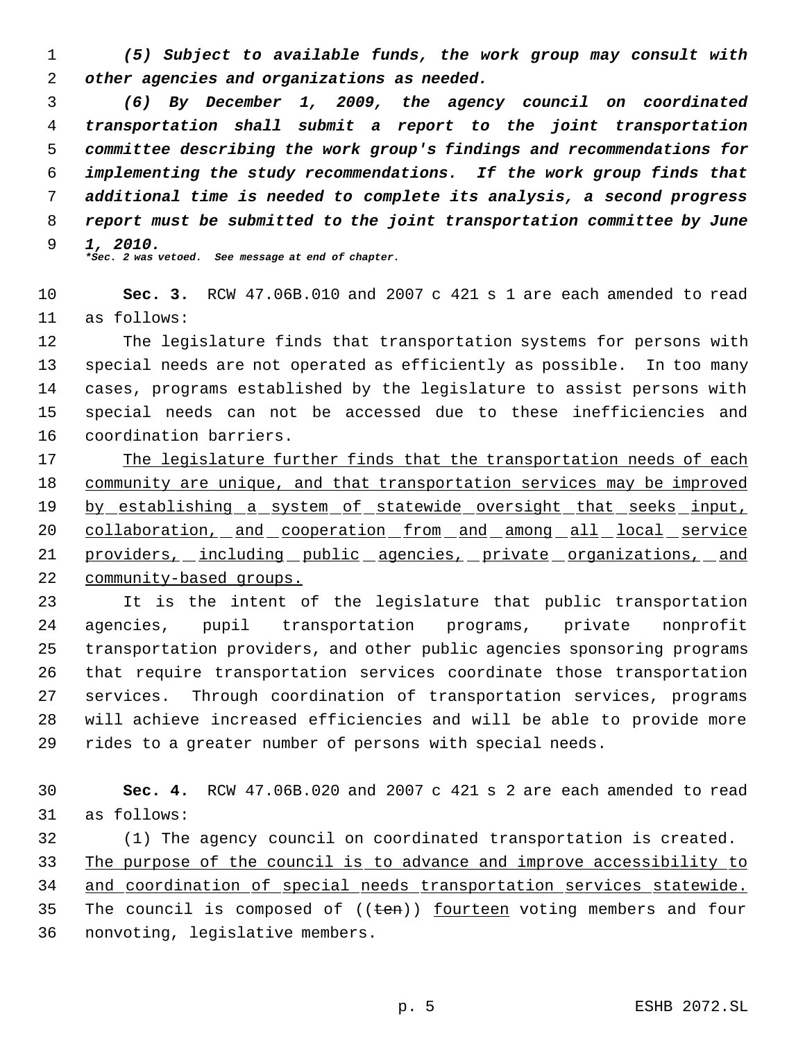*(5) Subject to available funds, the work group may consult with other agencies and organizations as needed.*

*(6) By December 1, 2009, the agency council on coordinated transportation shall submit a report to the joint transportation committee describing the work group's findings and recommendations for implementing the study recommendations. If the work group finds that additional time is needed to complete its analysis, a second progress report must be submitted to the joint transportation committee by June 1, 2010.*

**\*Sec. 2 was vetoed. See message at end of chapter.*

**Sec. 3.** RCW 47.06B.010 and 2007 c 421 s 1 are each amended to read as follows:

The legislature finds that transportation systems for persons with special needs are not operated as efficiently as possible. In too many cases, programs established by the legislature to assist persons with special needs can not be accessed due to these inefficiencies and coordination barriers.

The legislature further finds that the transportation needs of each community are unique, and that transportation services may be improved by establishing a system of statewide oversight that seeks input, collaboration, and cooperation from and among all local service providers, including public agencies, private organizations, and community-based groups.

It is the intent of the legislature that public transportation agencies, pupil transportation programs, private nonprofit transportation providers, and other public agencies sponsoring programs that require transportation services coordinate those transportation services. Through coordination of transportation services, programs will achieve increased efficiencies and will be able to provide more rides to a greater number of persons with special needs.

**Sec. 4.** RCW 47.06B.020 and 2007 c 421 s 2 are each amended to read as follows:

(1) The agency council on coordinated transportation is created. The purpose of the council is to advance and improve accessibility to and coordination of special needs transportation services statewide. The council is composed of ((~~ten~~)) fourteen voting members and four nonvoting, legislative members.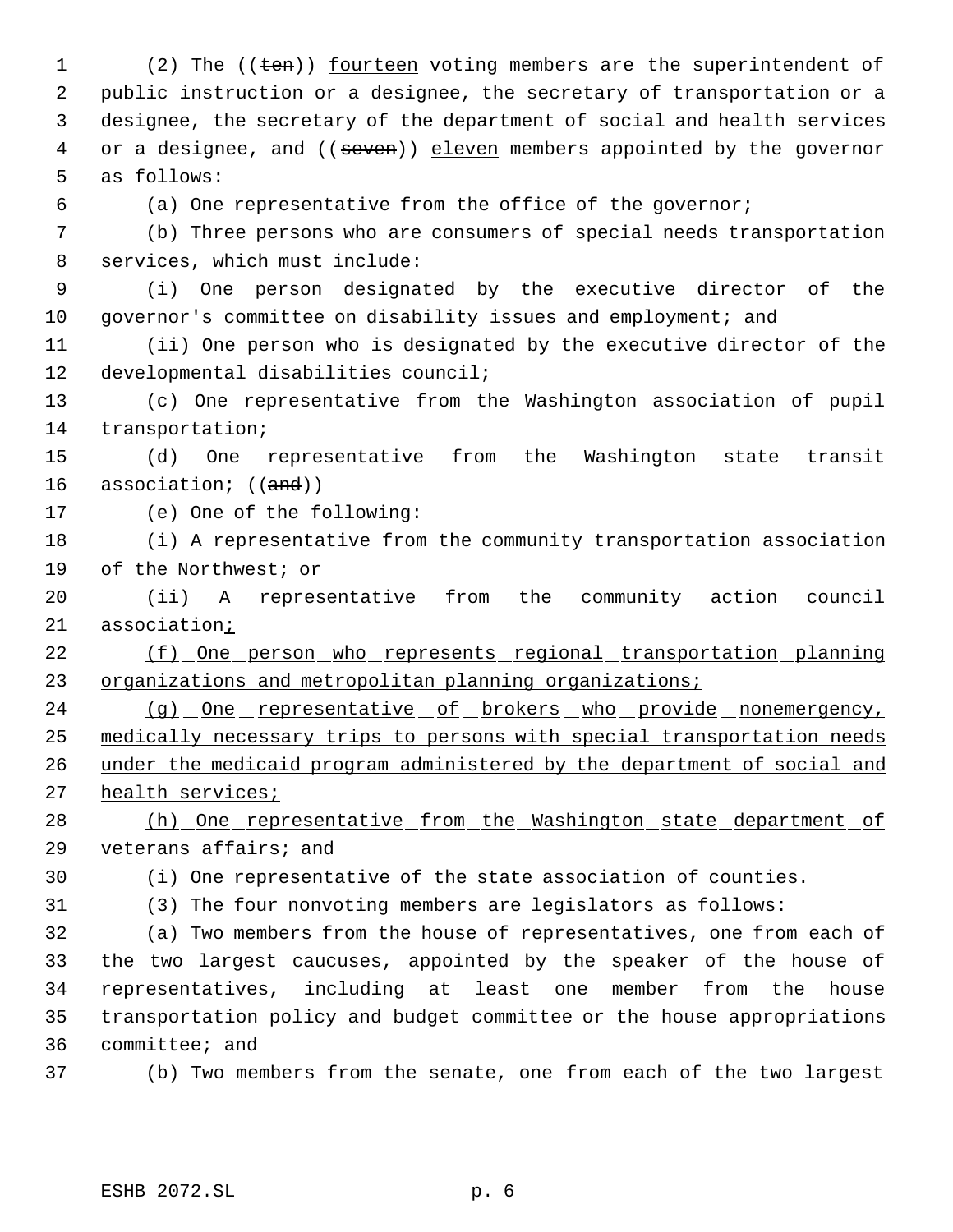(2) The ((~~ten~~)) fourteen voting members are the superintendent of public instruction or a designee, the secretary of transportation or a designee, the secretary of the department of social and health services or a designee, and ((~~seven~~)) eleven members appointed by the governor as follows:

(a) One representative from the office of the governor;

(b) Three persons who are consumers of special needs transportation services, which must include:

(i) One person designated by the executive director of the governor's committee on disability issues and employment; and

(ii) One person who is designated by the executive director of the developmental disabilities council;

(c) One representative from the Washington association of pupil transportation;

(d) One representative from the Washington state transit association; ((~~and~~))

(e) One of the following:

(i) A representative from the community transportation association of the Northwest; or

(ii) A representative from the community action council association;

(f) One person who represents regional transportation planning organizations and metropolitan planning organizations;

(g) One representative of brokers who provide nonemergency, medically necessary trips to persons with special transportation needs under the medicaid program administered by the department of social and health services;

(h) One representative from the Washington state department of veterans affairs; and

(i) One representative of the state association of counties.

(3) The four nonvoting members are legislators as follows:

(a) Two members from the house of representatives, one from each of the two largest caucuses, appointed by the speaker of the house of representatives, including at least one member from the house transportation policy and budget committee or the house appropriations committee; and

(b) Two members from the senate, one from each of the two largest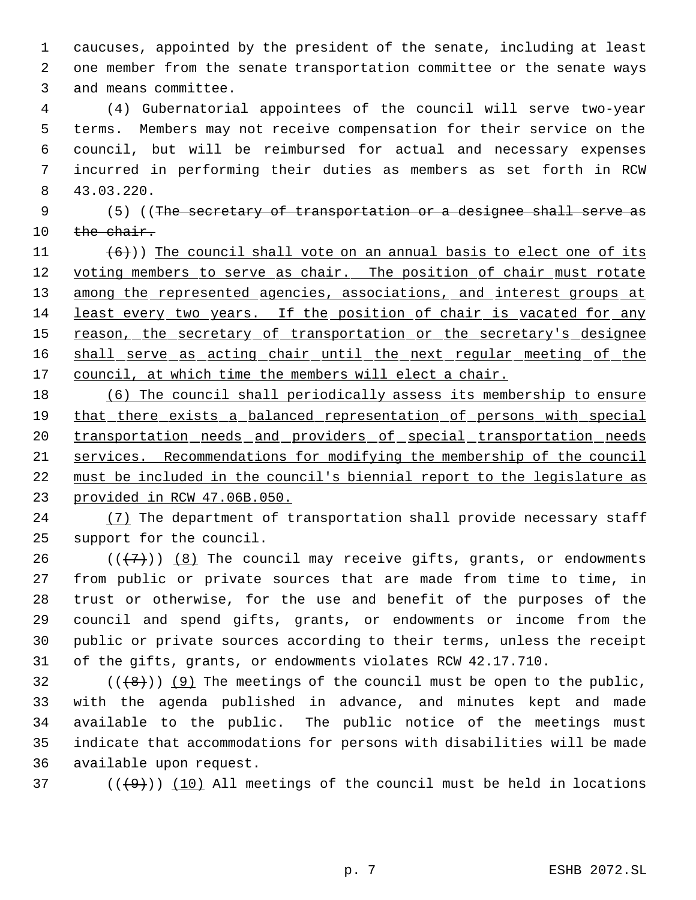caucuses, appointed by the president of the senate, including at least one member from the senate transportation committee or the senate ways and means committee.

(4) Gubernatorial appointees of the council will serve two-year terms. Members may not receive compensation for their service on the council, but will be reimbursed for actual and necessary expenses incurred in performing their duties as members as set forth in RCW 43.03.220.

(5) ((~~The secretary of transportation or a designee shall serve as the chair.~~

~~(6)~~)) The council shall vote on an annual basis to elect one of its voting members to serve as chair. The position of chair must rotate among the represented agencies, associations, and interest groups at least every two years. If the position of chair is vacated for any reason, the secretary of transportation or the secretary's designee shall serve as acting chair until the next regular meeting of the council, at which time the members will elect a chair.

(6) The council shall periodically assess its membership to ensure that there exists a balanced representation of persons with special transportation needs and providers of special transportation needs services. Recommendations for modifying the membership of the council must be included in the council's biennial report to the legislature as provided in RCW 47.06B.050.

(7) The department of transportation shall provide necessary staff support for the council.

((~~(7)~~)) (8) The council may receive gifts, grants, or endowments from public or private sources that are made from time to time, in trust or otherwise, for the use and benefit of the purposes of the council and spend gifts, grants, or endowments or income from the public or private sources according to their terms, unless the receipt of the gifts, grants, or endowments violates RCW 42.17.710.

((~~(8)~~)) (9) The meetings of the council must be open to the public, with the agenda published in advance, and minutes kept and made available to the public. The public notice of the meetings must indicate that accommodations for persons with disabilities will be made available upon request.

((~~(9)~~)) (10) All meetings of the council must be held in locations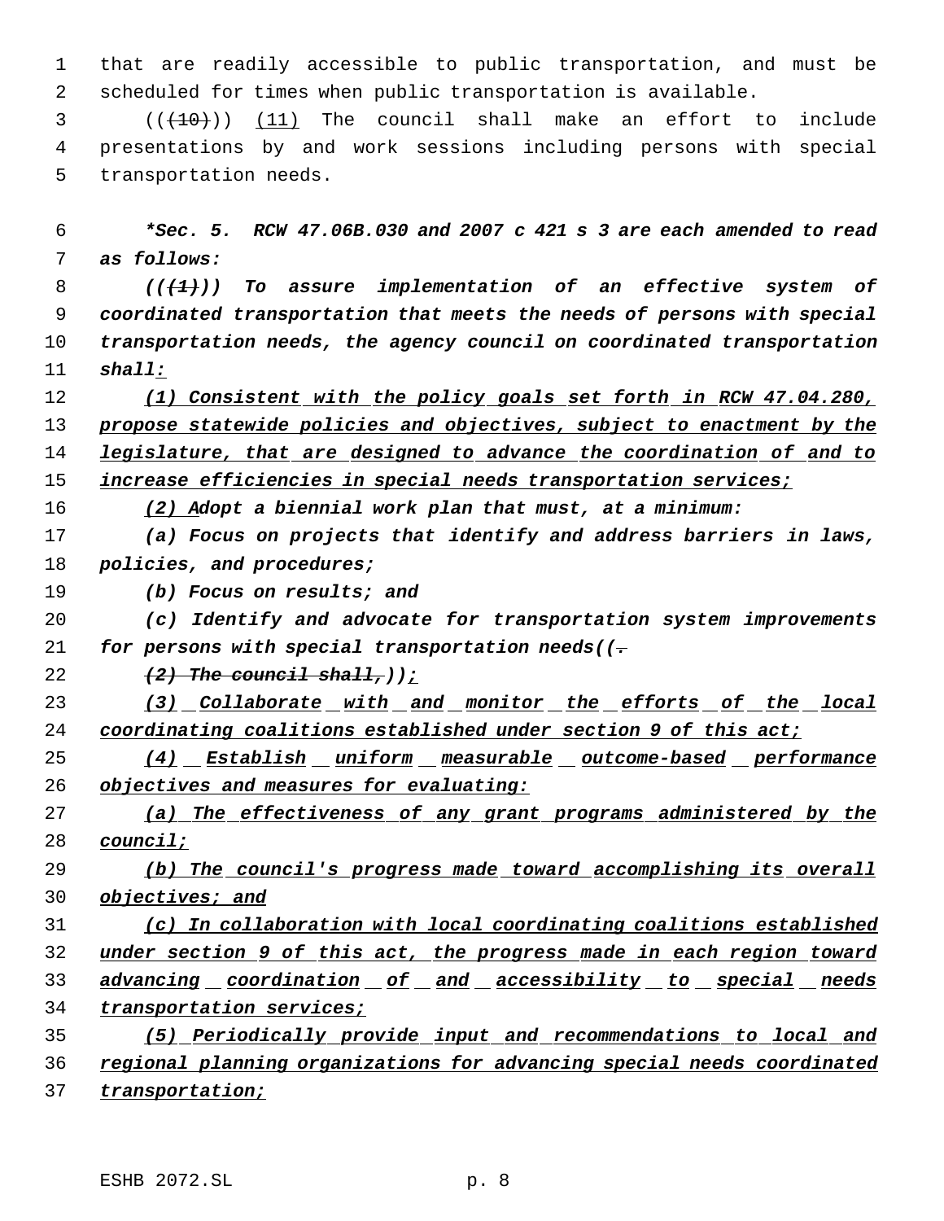that are readily accessible to public transportation, and must be scheduled for times when public transportation is available.

((~~(10)~~)) <u>(11)</u> The council shall make an effort to include presentations by and work sessions including persons with special transportation needs.

***Sec. 5.** RCW 47.06B.030 and 2007 c 421 s 3 are each amended to read as follows:*

*((~~(1)~~)) To assure implementation of an effective system of coordinated transportation that meets the needs of persons with special transportation needs, the agency council on coordinated transportation shall<u>:</u>*

*<u>(1) Consistent with the policy goals set forth in RCW 47.04.280, propose statewide policies and objectives, subject to enactment by the legislature, that are designed to advance the coordination of and to increase efficiencies in special needs transportation services;</u>*

*<u>(2) A</u>dopt a biennial work plan that must, at a minimum:*

*(a) Focus on projects that identify and address barriers in laws, policies, and procedures;*

*(b) Focus on results; and*

*(c) Identify and advocate for transportation system improvements for persons with special transportation needs((~~.~~*

*~~(2) The council shall,~~))<u>;</u>*

*<u>(3) Collaborate with and monitor the efforts of the local coordinating coalitions established under section 9 of this act;</u>*

*<u>(4) Establish uniform measurable outcome-based performance objectives and measures for evaluating:</u>*

*<u>(a) The effectiveness of any grant programs administered by the council;</u>*

*<u>(b) The council's progress made toward accomplishing its overall objectives; and</u>*

*<u>(c) In collaboration with local coordinating coalitions established under section 9 of this act, the progress made in each region toward advancing coordination of and accessibility to special needs transportation services;</u>*

*<u>(5) Periodically provide input and recommendations to local and regional planning organizations for advancing special needs coordinated transportation;</u>*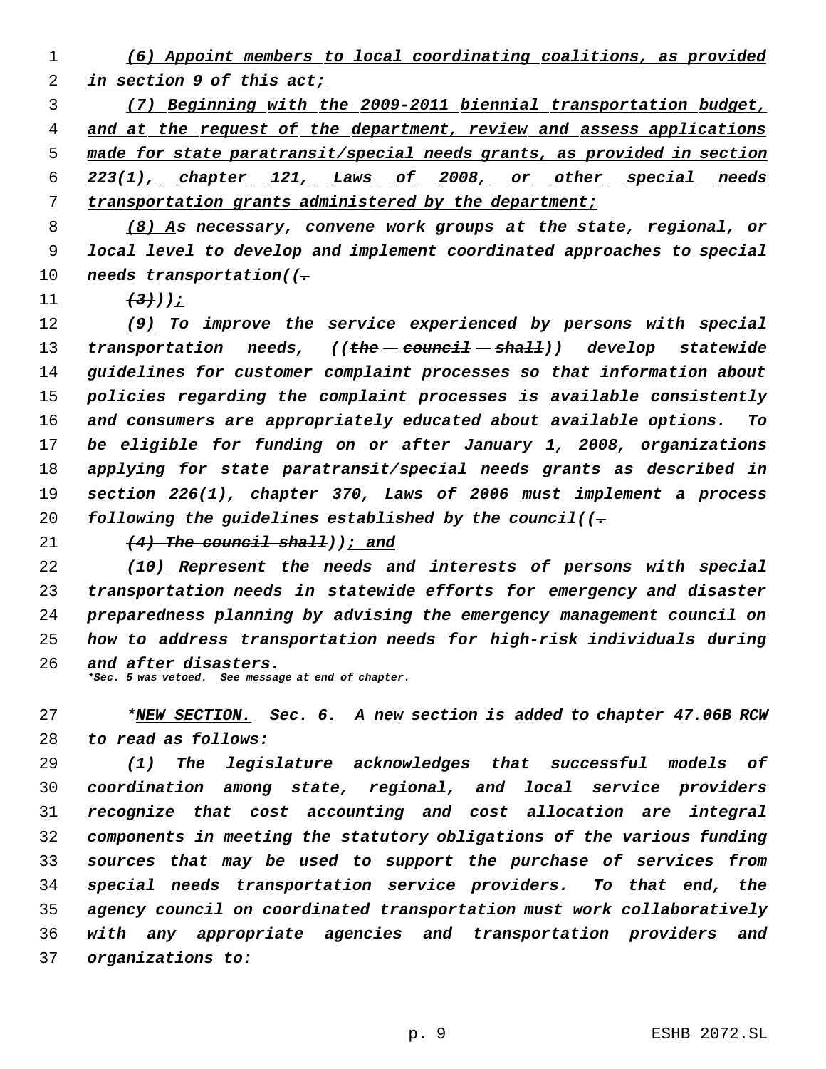*(6) Appoint members to local coordinating coalitions, as provided in section 9 of this act;*

*(7) Beginning with the 2009-2011 biennial transportation budget, and at the request of the department, review and assess applications made for state paratransit/special needs grants, as provided in section 223(1), chapter 121, Laws of 2008, or other special needs transportation grants administered by the department;*

*(8) As necessary, convene work groups at the state, regional, or local level to develop and implement coordinated approaches to special needs transportation((~~.~~*

*~~(3)~~));*

*(9) To improve the service experienced by persons with special transportation needs, ((~~the council shall~~)) develop statewide guidelines for customer complaint processes so that information about policies regarding the complaint processes is available consistently and consumers are appropriately educated about available options. To be eligible for funding on or after January 1, 2008, organizations applying for state paratransit/special needs grants as described in section 226(1), chapter 370, Laws of 2006 must implement a process following the guidelines established by the council((~~.~~*

*~~(4) The council shall~~)); and*

*(10) Represent the needs and interests of persons with special transportation needs in statewide efforts for emergency and disaster preparedness planning by advising the emergency management council on how to address transportation needs for high-risk individuals during and after disasters.*

**\*Sec. 5 was vetoed. See message at end of chapter.**

*\*NEW SECTION. Sec. 6. A new section is added to chapter 47.06B RCW to read as follows:*

*(1) The legislature acknowledges that successful models of coordination among state, regional, and local service providers recognize that cost accounting and cost allocation are integral components in meeting the statutory obligations of the various funding sources that may be used to support the purchase of services from special needs transportation service providers. To that end, the agency council on coordinated transportation must work collaboratively with any appropriate agencies and transportation providers and organizations to:*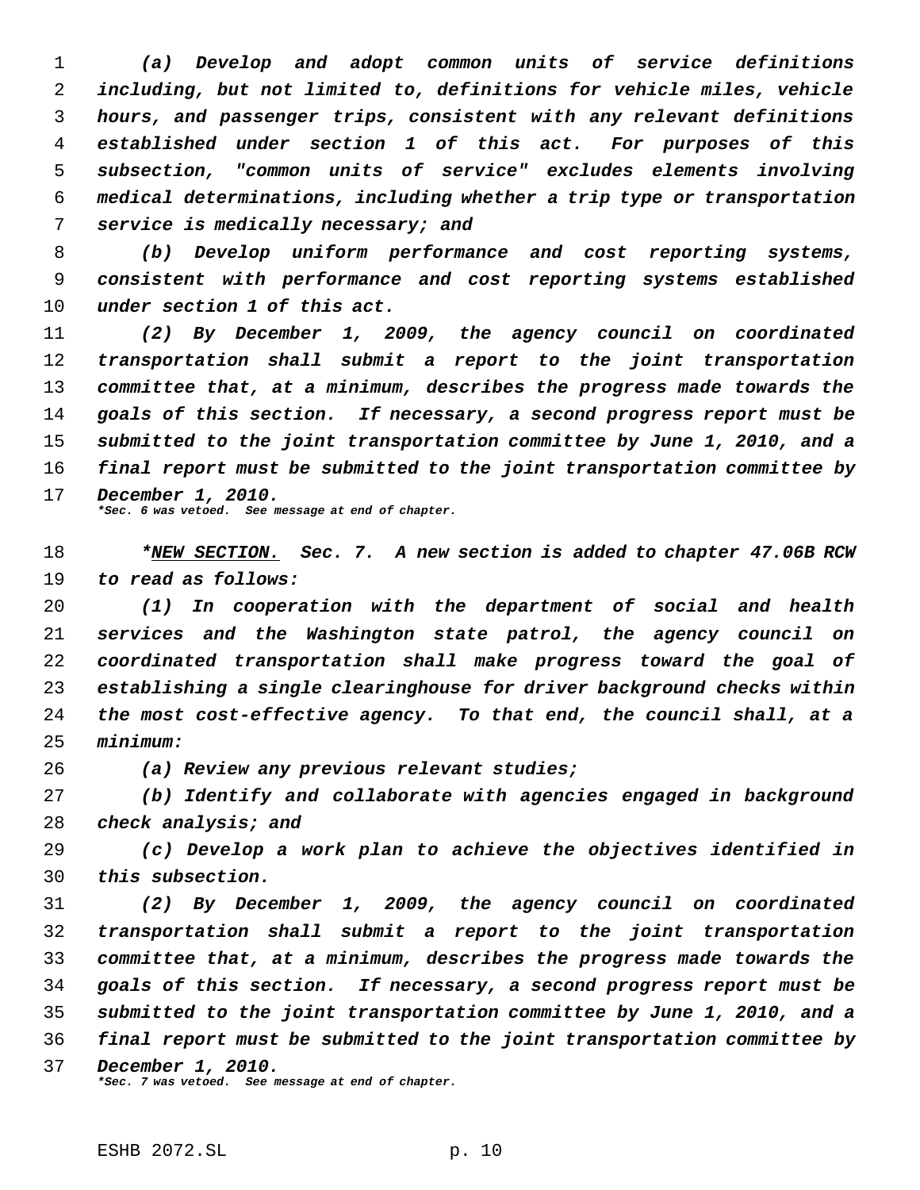*(a) Develop and adopt common units of service definitions including, but not limited to, definitions for vehicle miles, vehicle hours, and passenger trips, consistent with any relevant definitions established under section 1 of this act. For purposes of this subsection, "common units of service" excludes elements involving medical determinations, including whether a trip type or transportation service is medically necessary; and*

*(b) Develop uniform performance and cost reporting systems, consistent with performance and cost reporting systems established under section 1 of this act.*

*(2) By December 1, 2009, the agency council on coordinated transportation shall submit a report to the joint transportation committee that, at a minimum, describes the progress made towards the goals of this section. If necessary, a second progress report must be submitted to the joint transportation committee by June 1, 2010, and a final report must be submitted to the joint transportation committee by December 1, 2010.*

*\*Sec. 6 was vetoed. See message at end of chapter.*

*\*NEW SECTION. Sec. 7. A new section is added to chapter 47.06B RCW to read as follows:*

*(1) In cooperation with the department of social and health services and the Washington state patrol, the agency council on coordinated transportation shall make progress toward the goal of establishing a single clearinghouse for driver background checks within the most cost-effective agency. To that end, the council shall, at a minimum:*

*(a) Review any previous relevant studies;*

*(b) Identify and collaborate with agencies engaged in background check analysis; and*

*(c) Develop a work plan to achieve the objectives identified in this subsection.*

*(2) By December 1, 2009, the agency council on coordinated transportation shall submit a report to the joint transportation committee that, at a minimum, describes the progress made towards the goals of this section. If necessary, a second progress report must be submitted to the joint transportation committee by June 1, 2010, and a final report must be submitted to the joint transportation committee by December 1, 2010.*

*\*Sec. 7 was vetoed. See message at end of chapter.*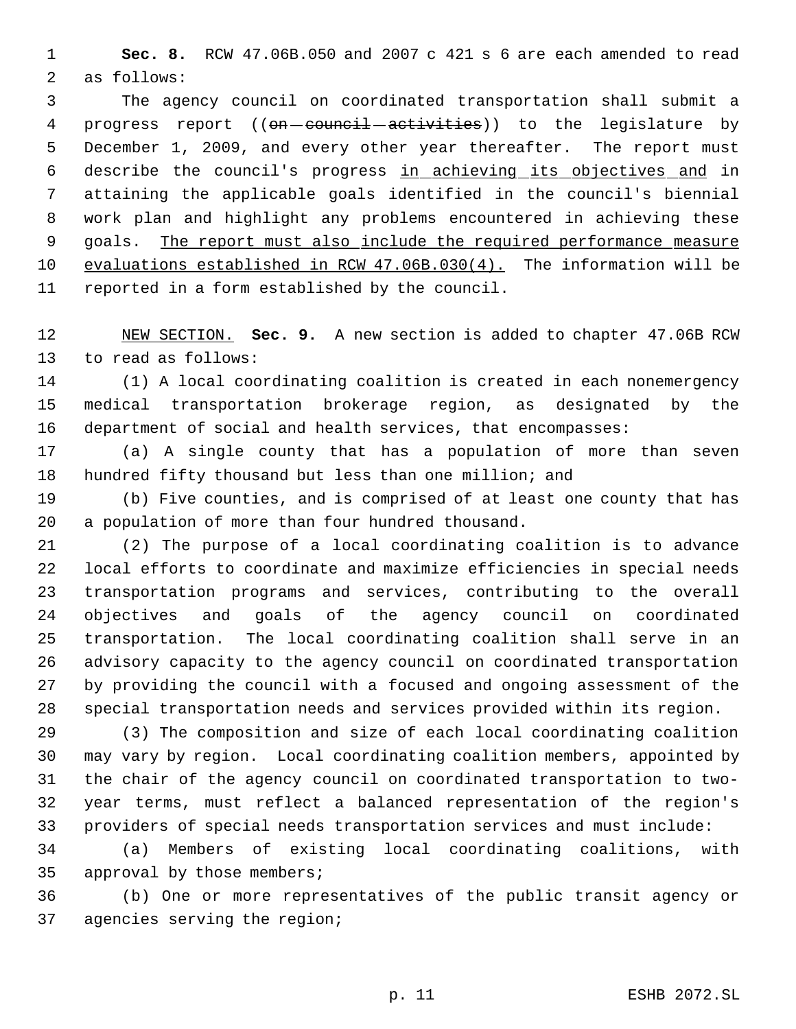**Sec. 8.** RCW 47.06B.050 and 2007 c 421 s 6 are each amended to read as follows:

The agency council on coordinated transportation shall submit a progress report ((~~on council activities~~)) to the legislature by December 1, 2009, and every other year thereafter. The report must describe the council's progress in achieving its objectives and in attaining the applicable goals identified in the council's biennial work plan and highlight any problems encountered in achieving these goals. The report must also include the required performance measure evaluations established in RCW 47.06B.030(4). The information will be reported in a form established by the council.

NEW SECTION. **Sec. 9.** A new section is added to chapter 47.06B RCW to read as follows:

(1) A local coordinating coalition is created in each nonemergency medical transportation brokerage region, as designated by the department of social and health services, that encompasses:

(a) A single county that has a population of more than seven hundred fifty thousand but less than one million; and

(b) Five counties, and is comprised of at least one county that has a population of more than four hundred thousand.

(2) The purpose of a local coordinating coalition is to advance local efforts to coordinate and maximize efficiencies in special needs transportation programs and services, contributing to the overall objectives and goals of the agency council on coordinated transportation. The local coordinating coalition shall serve in an advisory capacity to the agency council on coordinated transportation by providing the council with a focused and ongoing assessment of the special transportation needs and services provided within its region.

(3) The composition and size of each local coordinating coalition may vary by region. Local coordinating coalition members, appointed by the chair of the agency council on coordinated transportation to two-year terms, must reflect a balanced representation of the region's providers of special needs transportation services and must include:

(a) Members of existing local coordinating coalitions, with approval by those members;

(b) One or more representatives of the public transit agency or agencies serving the region;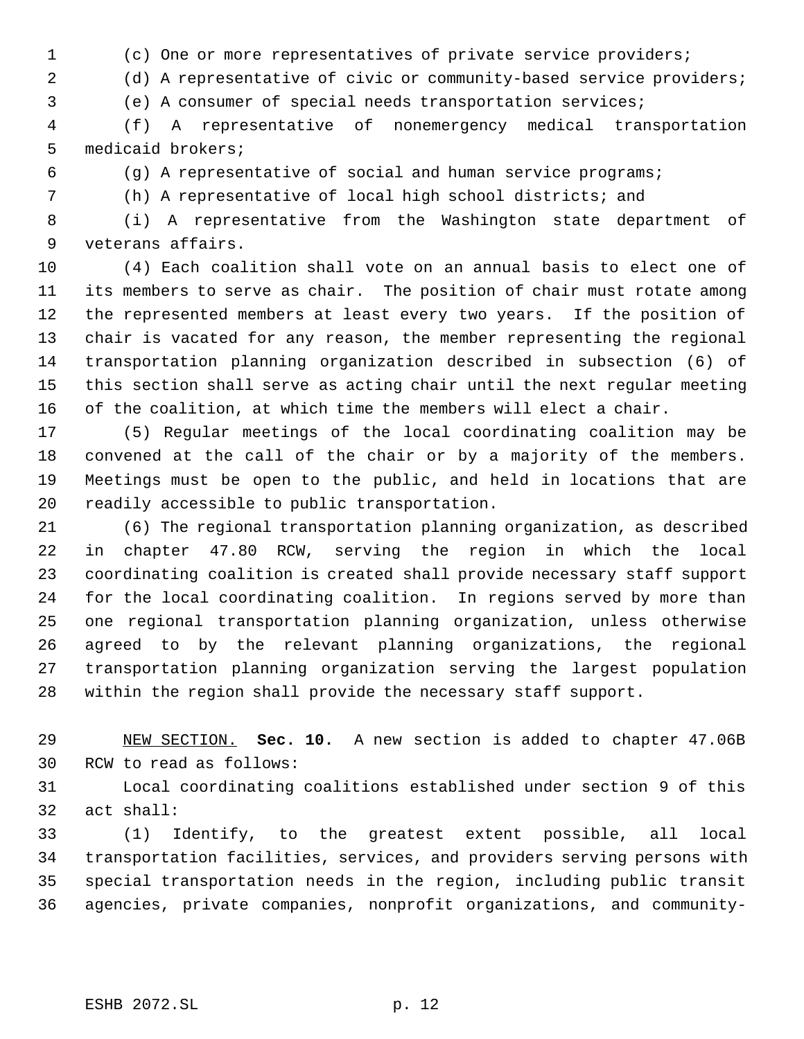(c) One or more representatives of private service providers;

(d) A representative of civic or community-based service providers;

(e) A consumer of special needs transportation services;

(f) A representative of nonemergency medical transportation medicaid brokers;

(g) A representative of social and human service programs;

(h) A representative of local high school districts; and

(i) A representative from the Washington state department of veterans affairs.

(4) Each coalition shall vote on an annual basis to elect one of its members to serve as chair. The position of chair must rotate among the represented members at least every two years. If the position of chair is vacated for any reason, the member representing the regional transportation planning organization described in subsection (6) of this section shall serve as acting chair until the next regular meeting of the coalition, at which time the members will elect a chair.

(5) Regular meetings of the local coordinating coalition may be convened at the call of the chair or by a majority of the members. Meetings must be open to the public, and held in locations that are readily accessible to public transportation.

(6) The regional transportation planning organization, as described in chapter 47.80 RCW, serving the region in which the local coordinating coalition is created shall provide necessary staff support for the local coordinating coalition. In regions served by more than one regional transportation planning organization, unless otherwise agreed to by the relevant planning organizations, the regional transportation planning organization serving the largest population within the region shall provide the necessary staff support.

NEW SECTION. **Sec. 10.** A new section is added to chapter 47.06B RCW to read as follows:

Local coordinating coalitions established under section 9 of this act shall:

(1) Identify, to the greatest extent possible, all local transportation facilities, services, and providers serving persons with special transportation needs in the region, including public transit agencies, private companies, nonprofit organizations, and community-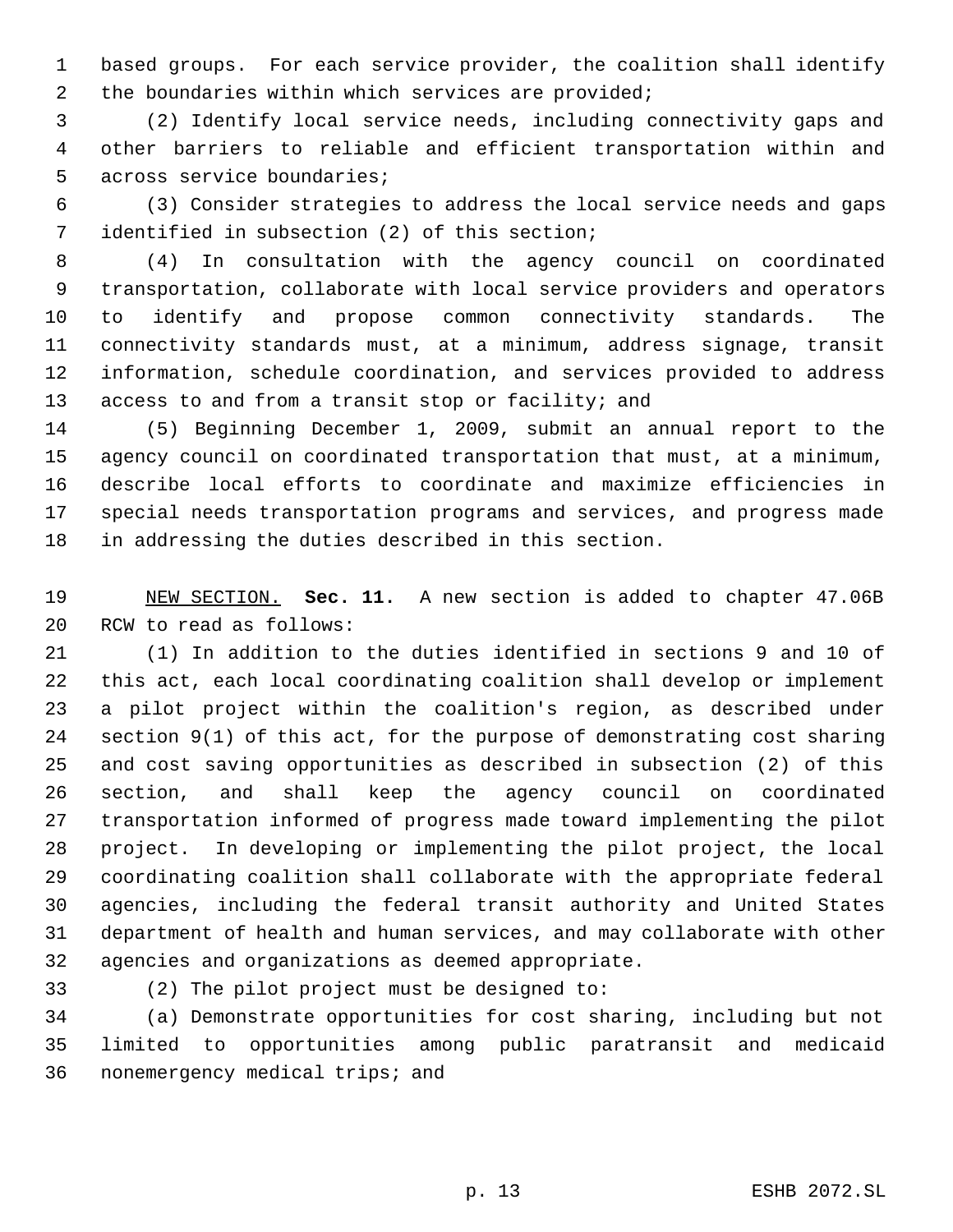based groups. For each service provider, the coalition shall identify the boundaries within which services are provided;

(2) Identify local service needs, including connectivity gaps and other barriers to reliable and efficient transportation within and across service boundaries;

(3) Consider strategies to address the local service needs and gaps identified in subsection (2) of this section;

(4) In consultation with the agency council on coordinated transportation, collaborate with local service providers and operators to identify and propose common connectivity standards. The connectivity standards must, at a minimum, address signage, transit information, schedule coordination, and services provided to address access to and from a transit stop or facility; and

(5) Beginning December 1, 2009, submit an annual report to the agency council on coordinated transportation that must, at a minimum, describe local efforts to coordinate and maximize efficiencies in special needs transportation programs and services, and progress made in addressing the duties described in this section.

NEW SECTION. **Sec. 11.** A new section is added to chapter 47.06B RCW to read as follows:

(1) In addition to the duties identified in sections 9 and 10 of this act, each local coordinating coalition shall develop or implement a pilot project within the coalition's region, as described under section 9(1) of this act, for the purpose of demonstrating cost sharing and cost saving opportunities as described in subsection (2) of this section, and shall keep the agency council on coordinated transportation informed of progress made toward implementing the pilot project. In developing or implementing the pilot project, the local coordinating coalition shall collaborate with the appropriate federal agencies, including the federal transit authority and United States department of health and human services, and may collaborate with other agencies and organizations as deemed appropriate.

(2) The pilot project must be designed to:

(a) Demonstrate opportunities for cost sharing, including but not limited to opportunities among public paratransit and medicaid nonemergency medical trips; and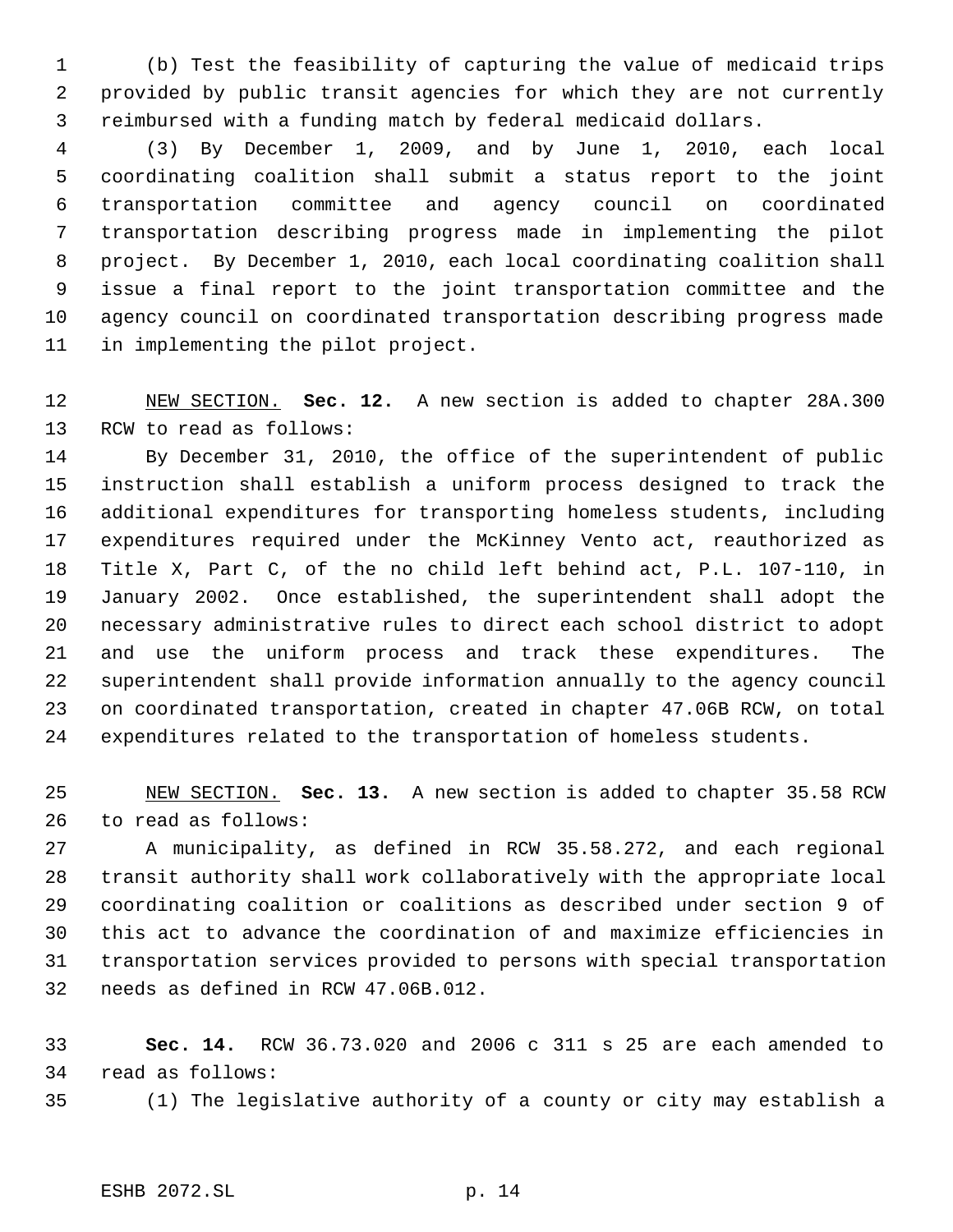(b) Test the feasibility of capturing the value of medicaid trips provided by public transit agencies for which they are not currently reimbursed with a funding match by federal medicaid dollars.

(3) By December 1, 2009, and by June 1, 2010, each local coordinating coalition shall submit a status report to the joint transportation committee and agency council on coordinated transportation describing progress made in implementing the pilot project. By December 1, 2010, each local coordinating coalition shall issue a final report to the joint transportation committee and the agency council on coordinated transportation describing progress made in implementing the pilot project.

NEW SECTION. **Sec. 12.** A new section is added to chapter 28A.300 RCW to read as follows:

By December 31, 2010, the office of the superintendent of public instruction shall establish a uniform process designed to track the additional expenditures for transporting homeless students, including expenditures required under the McKinney Vento act, reauthorized as Title X, Part C, of the no child left behind act, P.L. 107-110, in January 2002. Once established, the superintendent shall adopt the necessary administrative rules to direct each school district to adopt and use the uniform process and track these expenditures. The superintendent shall provide information annually to the agency council on coordinated transportation, created in chapter 47.06B RCW, on total expenditures related to the transportation of homeless students.

NEW SECTION. **Sec. 13.** A new section is added to chapter 35.58 RCW to read as follows:

A municipality, as defined in RCW 35.58.272, and each regional transit authority shall work collaboratively with the appropriate local coordinating coalition or coalitions as described under section 9 of this act to advance the coordination of and maximize efficiencies in transportation services provided to persons with special transportation needs as defined in RCW 47.06B.012.

**Sec. 14.** RCW 36.73.020 and 2006 c 311 s 25 are each amended to read as follows:

(1) The legislative authority of a county or city may establish a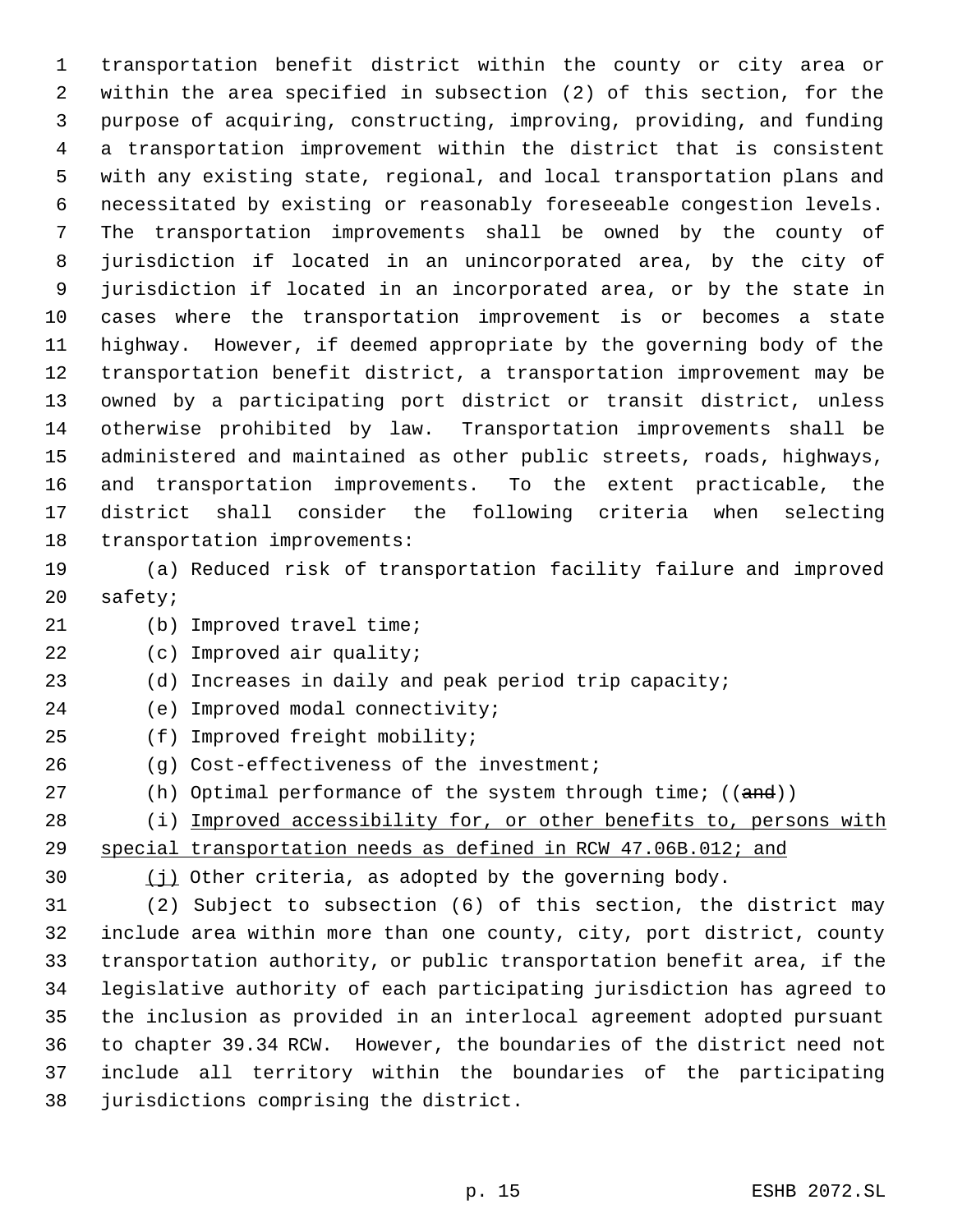transportation benefit district within the county or city area or within the area specified in subsection (2) of this section, for the purpose of acquiring, constructing, improving, providing, and funding a transportation improvement within the district that is consistent with any existing state, regional, and local transportation plans and necessitated by existing or reasonably foreseeable congestion levels. The transportation improvements shall be owned by the county of jurisdiction if located in an unincorporated area, by the city of jurisdiction if located in an incorporated area, or by the state in cases where the transportation improvement is or becomes a state highway. However, if deemed appropriate by the governing body of the transportation benefit district, a transportation improvement may be owned by a participating port district or transit district, unless otherwise prohibited by law. Transportation improvements shall be administered and maintained as other public streets, roads, highways, and transportation improvements. To the extent practicable, the district shall consider the following criteria when selecting transportation improvements:

(a) Reduced risk of transportation facility failure and improved safety;

(b) Improved travel time;

(c) Improved air quality;

(d) Increases in daily and peak period trip capacity;

(e) Improved modal connectivity;

(f) Improved freight mobility;

(g) Cost-effectiveness of the investment;

(h) Optimal performance of the system through time; ((~~and~~))

(i) <u>Improved accessibility for, or other benefits to, persons with special transportation needs as defined in RCW 47.06B.012; and</u>

<u>(j)</u> Other criteria, as adopted by the governing body.

(2) Subject to subsection (6) of this section, the district may include area within more than one county, city, port district, county transportation authority, or public transportation benefit area, if the legislative authority of each participating jurisdiction has agreed to the inclusion as provided in an interlocal agreement adopted pursuant to chapter 39.34 RCW. However, the boundaries of the district need not include all territory within the boundaries of the participating jurisdictions comprising the district.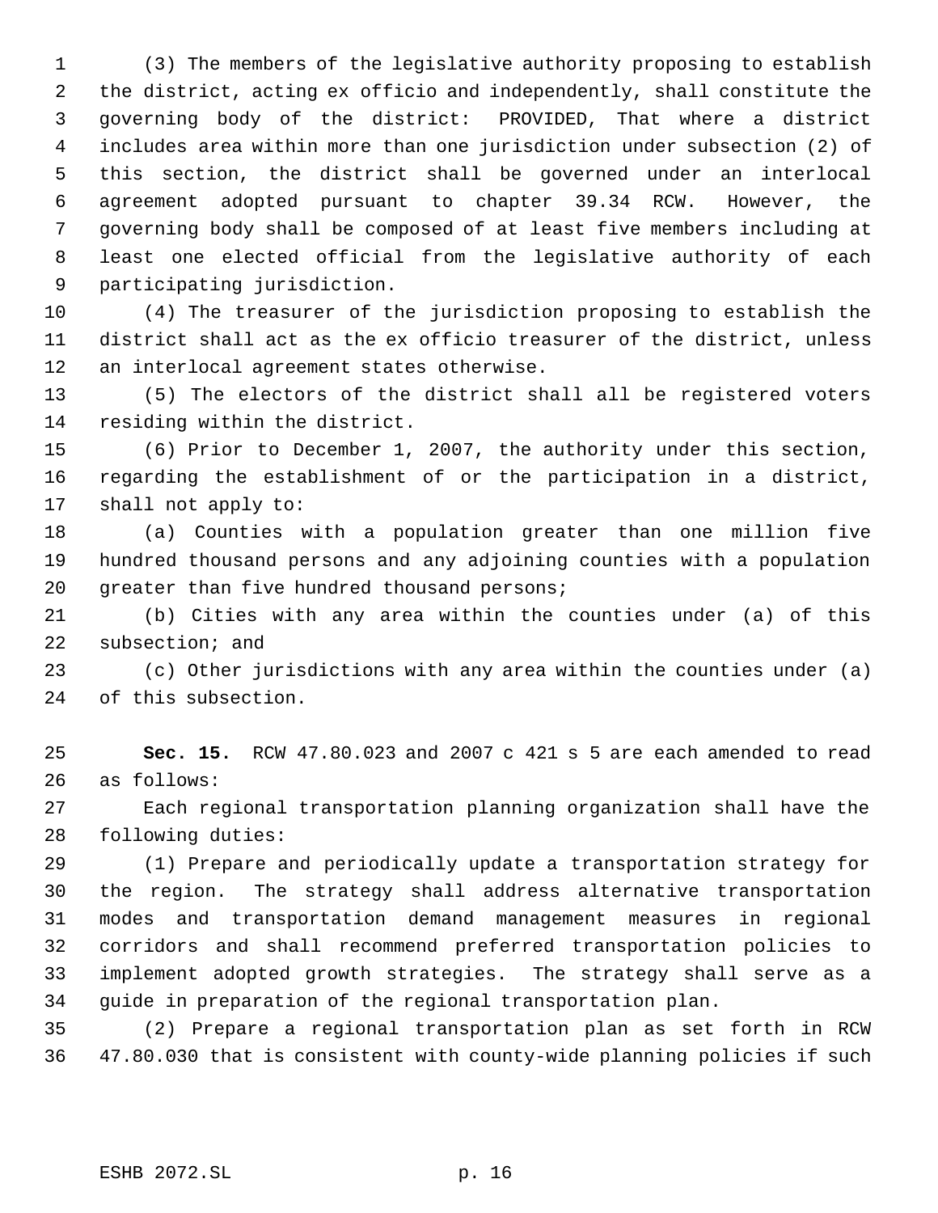(3) The members of the legislative authority proposing to establish the district, acting ex officio and independently, shall constitute the governing body of the district: PROVIDED, That where a district includes area within more than one jurisdiction under subsection (2) of this section, the district shall be governed under an interlocal agreement adopted pursuant to chapter 39.34 RCW. However, the governing body shall be composed of at least five members including at least one elected official from the legislative authority of each participating jurisdiction.

(4) The treasurer of the jurisdiction proposing to establish the district shall act as the ex officio treasurer of the district, unless an interlocal agreement states otherwise.

(5) The electors of the district shall all be registered voters residing within the district.

(6) Prior to December 1, 2007, the authority under this section, regarding the establishment of or the participation in a district, shall not apply to:

(a) Counties with a population greater than one million five hundred thousand persons and any adjoining counties with a population greater than five hundred thousand persons;

(b) Cities with any area within the counties under (a) of this subsection; and

(c) Other jurisdictions with any area within the counties under (a) of this subsection.

**Sec. 15.** RCW 47.80.023 and 2007 c 421 s 5 are each amended to read as follows:

Each regional transportation planning organization shall have the following duties:

(1) Prepare and periodically update a transportation strategy for the region. The strategy shall address alternative transportation modes and transportation demand management measures in regional corridors and shall recommend preferred transportation policies to implement adopted growth strategies. The strategy shall serve as a guide in preparation of the regional transportation plan.

(2) Prepare a regional transportation plan as set forth in RCW 47.80.030 that is consistent with county-wide planning policies if such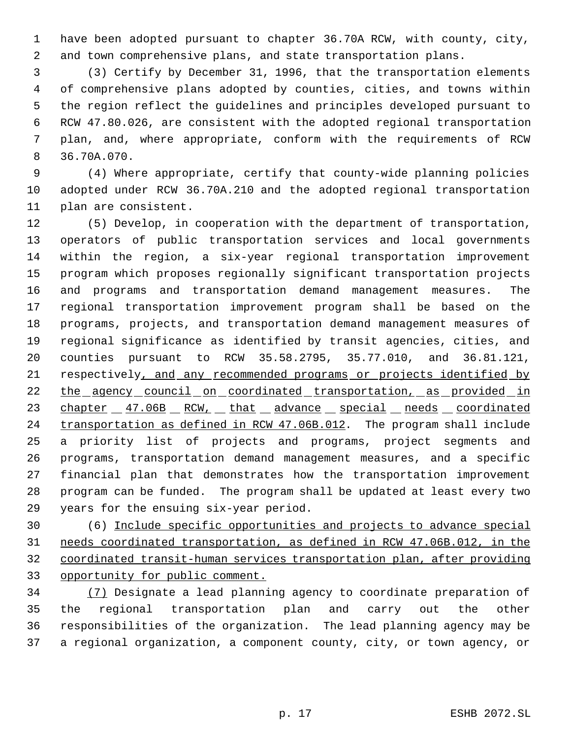have been adopted pursuant to chapter 36.70A RCW, with county, city, and town comprehensive plans, and state transportation plans.

(3) Certify by December 31, 1996, that the transportation elements of comprehensive plans adopted by counties, cities, and towns within the region reflect the guidelines and principles developed pursuant to RCW 47.80.026, are consistent with the adopted regional transportation plan, and, where appropriate, conform with the requirements of RCW 36.70A.070.

(4) Where appropriate, certify that county-wide planning policies adopted under RCW 36.70A.210 and the adopted regional transportation plan are consistent.

(5) Develop, in cooperation with the department of transportation, operators of public transportation services and local governments within the region, a six-year regional transportation improvement program which proposes regionally significant transportation projects and programs and transportation demand management measures. The regional transportation improvement program shall be based on the programs, projects, and transportation demand management measures of regional significance as identified by transit agencies, cities, and counties pursuant to RCW 35.58.2795, 35.77.010, and 36.81.121, respectively<u>, and any recommended programs or projects identified by the agency council on coordinated transportation, as provided in chapter 47.06B RCW, that advance special needs coordinated transportation as defined in RCW 47.06B.012</u>. The program shall include a priority list of projects and programs, project segments and programs, transportation demand management measures, and a specific financial plan that demonstrates how the transportation improvement program can be funded. The program shall be updated at least every two years for the ensuing six-year period.

(6) <u>Include specific opportunities and projects to advance special needs coordinated transportation, as defined in RCW 47.06B.012, in the coordinated transit-human services transportation plan, after providing opportunity for public comment.</u>

<u>(7)</u> Designate a lead planning agency to coordinate preparation of the regional transportation plan and carry out the other responsibilities of the organization. The lead planning agency may be a regional organization, a component county, city, or town agency, or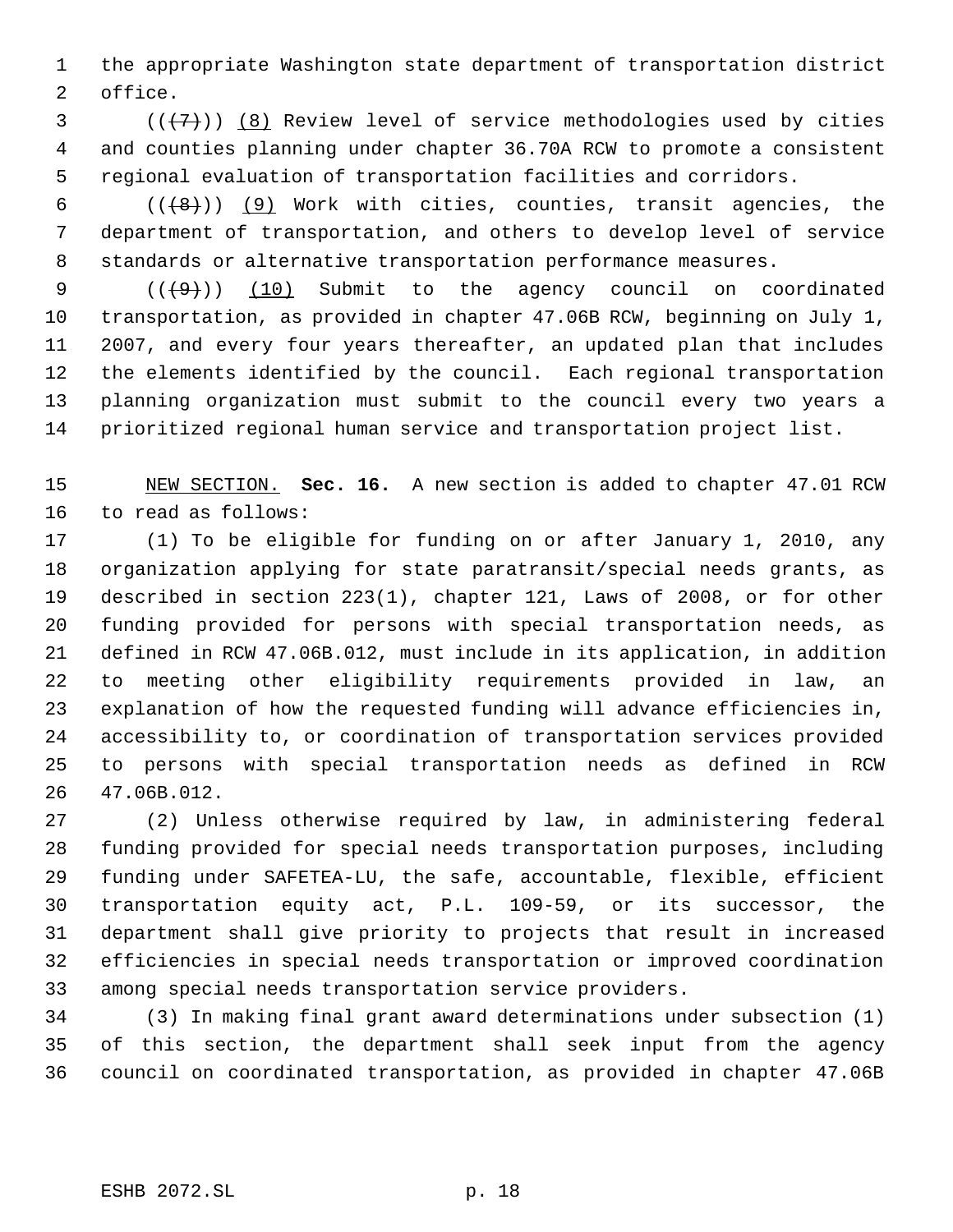the appropriate Washington state department of transportation district office.

((~~(7)~~)) (8) Review level of service methodologies used by cities and counties planning under chapter 36.70A RCW to promote a consistent regional evaluation of transportation facilities and corridors.

((~~(8)~~)) (9) Work with cities, counties, transit agencies, the department of transportation, and others to develop level of service standards or alternative transportation performance measures.

((~~(9)~~)) (10) Submit to the agency council on coordinated transportation, as provided in chapter 47.06B RCW, beginning on July 1, 2007, and every four years thereafter, an updated plan that includes the elements identified by the council. Each regional transportation planning organization must submit to the council every two years a prioritized regional human service and transportation project list.

NEW SECTION. **Sec. 16.** A new section is added to chapter 47.01 RCW to read as follows:

(1) To be eligible for funding on or after January 1, 2010, any organization applying for state paratransit/special needs grants, as described in section 223(1), chapter 121, Laws of 2008, or for other funding provided for persons with special transportation needs, as defined in RCW 47.06B.012, must include in its application, in addition to meeting other eligibility requirements provided in law, an explanation of how the requested funding will advance efficiencies in, accessibility to, or coordination of transportation services provided to persons with special transportation needs as defined in RCW 47.06B.012.

(2) Unless otherwise required by law, in administering federal funding provided for special needs transportation purposes, including funding under SAFETEA-LU, the safe, accountable, flexible, efficient transportation equity act, P.L. 109-59, or its successor, the department shall give priority to projects that result in increased efficiencies in special needs transportation or improved coordination among special needs transportation service providers.

(3) In making final grant award determinations under subsection (1) of this section, the department shall seek input from the agency council on coordinated transportation, as provided in chapter 47.06B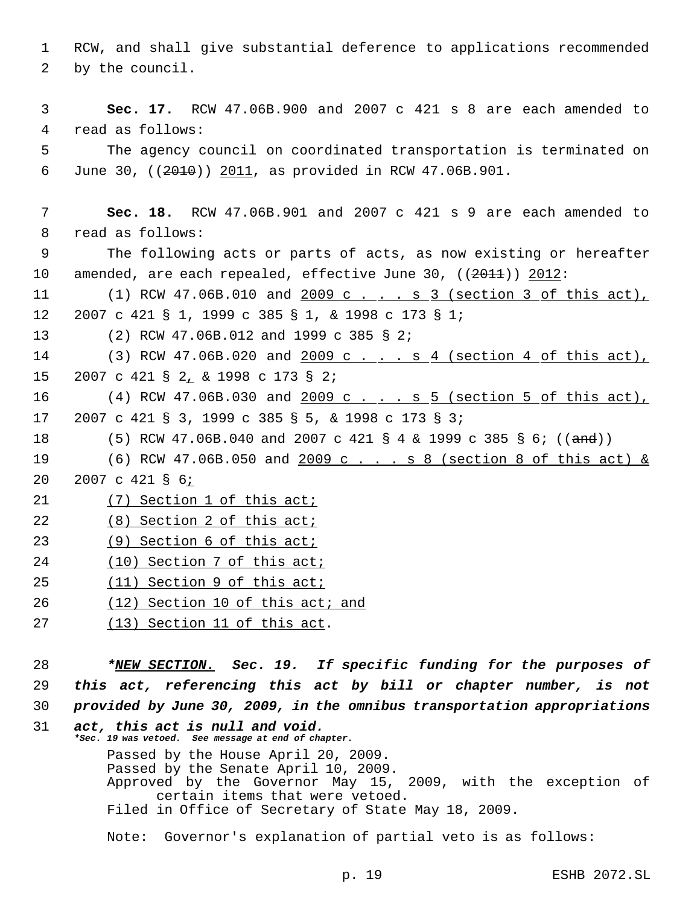RCW, and shall give substantial deference to applications recommended by the council.

**Sec. 17.** RCW 47.06B.900 and 2007 c 421 s 8 are each amended to read as follows:

The agency council on coordinated transportation is terminated on June 30, ((~~2010~~)) <u>2011</u>, as provided in RCW 47.06B.901.

**Sec. 18.** RCW 47.06B.901 and 2007 c 421 s 9 are each amended to read as follows:

The following acts or parts of acts, as now existing or hereafter amended, are each repealed, effective June 30, ((~~2011~~)) <u>2012</u>:

(1) RCW 47.06B.010 and <u>2009 c . . . s 3 (section 3 of this act),</u> 2007 c 421 § 1, 1999 c 385 § 1, & 1998 c 173 § 1;

(2) RCW 47.06B.012 and 1999 c 385 § 2;

(3) RCW 47.06B.020 and <u>2009 c . . . s 4 (section 4 of this act),</u> 2007 c 421 § 2<u>,</u> & 1998 c 173 § 2;

(4) RCW 47.06B.030 and <u>2009 c . . . s 5 (section 5 of this act),</u> 2007 c 421 § 3, 1999 c 385 § 5, & 1998 c 173 § 3;

(5) RCW 47.06B.040 and 2007 c 421 § 4 & 1999 c 385 § 6; ((~~and~~))

(6) RCW 47.06B.050 and <u>2009 c . . . s 8 (section 8 of this act) &</u> 2007 c 421 § 6<u>;</u>

<u>(7) Section 1 of this act;</u>

<u>(8) Section 2 of this act;</u>

<u>(9) Section 6 of this act;</u>

<u>(10) Section 7 of this act;</u>

<u>(11) Section 9 of this act;</u>

<u>(12) Section 10 of this act; and</u>

<u>(13) Section 11 of this act</u>.

***<u>NEW SECTION.</u> Sec. 19. If specific funding for the purposes of this act, referencing this act by bill or chapter number, is not provided by June 30, 2009, in the omnibus transportation appropriations act, this act is null and void.***

****Sec. 19 was vetoed. See message at end of chapter.***

Passed by the House April 20, 2009.
Passed by the Senate April 10, 2009.
Approved by the Governor May 15, 2009, with the exception of certain items that were vetoed.
Filed in Office of Secretary of State May 18, 2009.

Note: Governor's explanation of partial veto is as follows: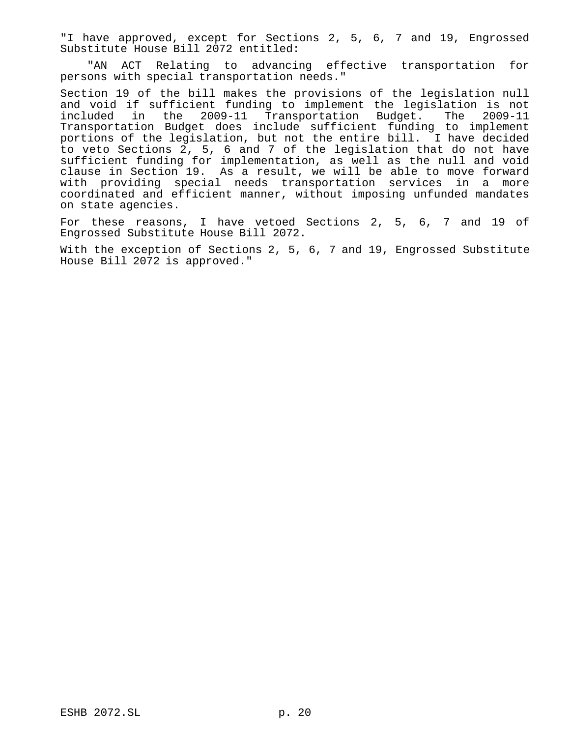"I have approved, except for Sections 2, 5, 6, 7 and 19, Engrossed Substitute House Bill 2072 entitled:

"AN ACT Relating to advancing effective transportation for persons with special transportation needs."

Section 19 of the bill makes the provisions of the legislation null and void if sufficient funding to implement the legislation is not included in the 2009-11 Transportation Budget. The 2009-11 Transportation Budget does include sufficient funding to implement portions of the legislation, but not the entire bill. I have decided to veto Sections 2, 5, 6 and 7 of the legislation that do not have sufficient funding for implementation, as well as the null and void clause in Section 19. As a result, we will be able to move forward with providing special needs transportation services in a more coordinated and efficient manner, without imposing unfunded mandates on state agencies.

For these reasons, I have vetoed Sections 2, 5, 6, 7 and 19 of Engrossed Substitute House Bill 2072.

With the exception of Sections 2, 5, 6, 7 and 19, Engrossed Substitute House Bill 2072 is approved."